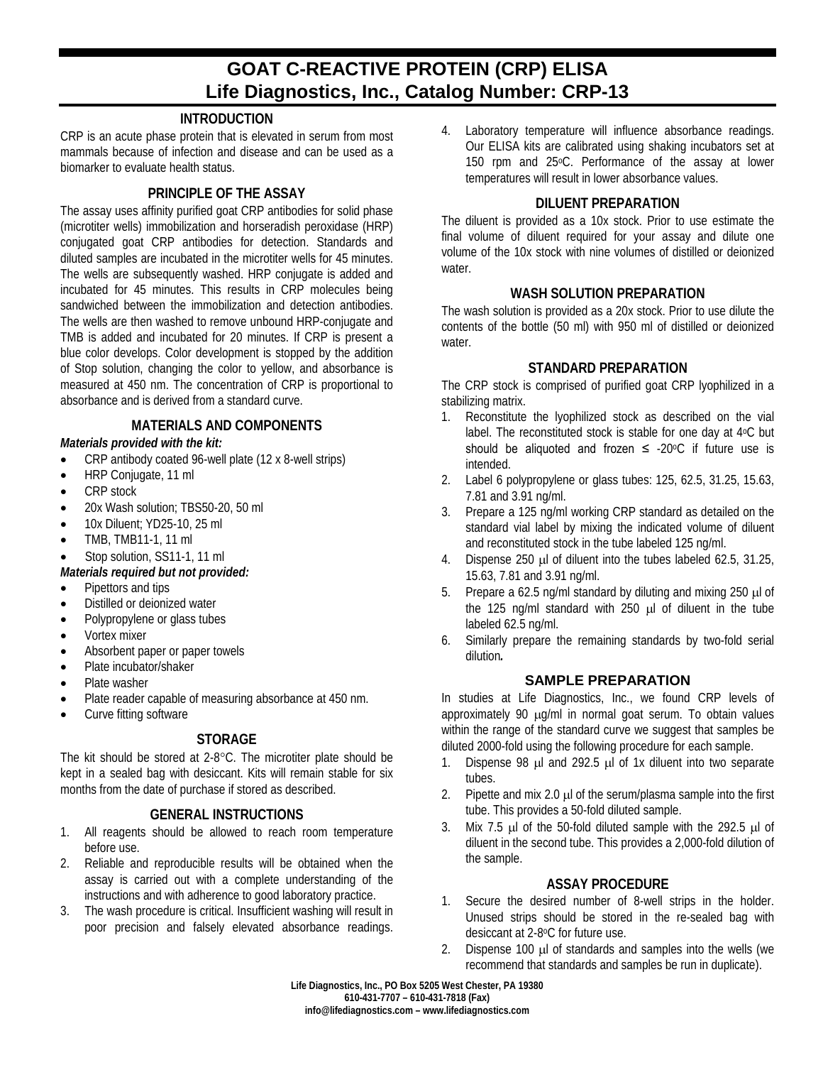# GOAT C-REACTIVE PROTEIN (CRP) ELISA
# Life Diagnostics, Inc., Catalog Number: CRP-13

## INTRODUCTION

CRP is an acute phase protein that is elevated in serum from most mammals because of infection and disease and can be used as a biomarker to evaluate health status.

## PRINCIPLE OF THE ASSAY

The assay uses affinity purified goat CRP antibodies for solid phase (microtiter wells) immobilization and horseradish peroxidase (HRP) conjugated goat CRP antibodies for detection. Standards and diluted samples are incubated in the microtiter wells for 45 minutes. The wells are subsequently washed. HRP conjugate is added and incubated for 45 minutes. This results in CRP molecules being sandwiched between the immobilization and detection antibodies. The wells are then washed to remove unbound HRP-conjugate and TMB is added and incubated for 20 minutes. If CRP is present a blue color develops. Color development is stopped by the addition of Stop solution, changing the color to yellow, and absorbance is measured at 450 nm. The concentration of CRP is proportional to absorbance and is derived from a standard curve.

## MATERIALS AND COMPONENTS

***Materials provided with the kit:***

- CRP antibody coated 96-well plate (12 x 8-well strips)
- HRP Conjugate, 11 ml
- CRP stock
- 20x Wash solution; TBS50-20, 50 ml
- 10x Diluent; YD25-10, 25 ml
- TMB, TMB11-1, 11 ml
- Stop solution, SS11-1, 11 ml

***Materials required but not provided:***

- Pipettors and tips
- Distilled or deionized water
- Polypropylene or glass tubes
- Vortex mixer
- Absorbent paper or paper towels
- Plate incubator/shaker
- Plate washer
- Plate reader capable of measuring absorbance at 450 nm.
- Curve fitting software

## STORAGE

The kit should be stored at 2-8°C. The microtiter plate should be kept in a sealed bag with desiccant. Kits will remain stable for six months from the date of purchase if stored as described.

## GENERAL INSTRUCTIONS

1. All reagents should be allowed to reach room temperature before use.
2. Reliable and reproducible results will be obtained when the assay is carried out with a complete understanding of the instructions and with adherence to good laboratory practice.
3. The wash procedure is critical. Insufficient washing will result in poor precision and falsely elevated absorbance readings.
4. Laboratory temperature will influence absorbance readings. Our ELISA kits are calibrated using shaking incubators set at 150 rpm and 25°C. Performance of the assay at lower temperatures will result in lower absorbance values.

## DILUENT PREPARATION

The diluent is provided as a 10x stock. Prior to use estimate the final volume of diluent required for your assay and dilute one volume of the 10x stock with nine volumes of distilled or deionized water.

## WASH SOLUTION PREPARATION

The wash solution is provided as a 20x stock. Prior to use dilute the contents of the bottle (50 ml) with 950 ml of distilled or deionized water.

## STANDARD PREPARATION

The CRP stock is comprised of purified goat CRP lyophilized in a stabilizing matrix.

1. Reconstitute the lyophilized stock as described on the vial label. The reconstituted stock is stable for one day at 4°C but should be aliquoted and frozen ≤ -20°C if future use is intended.
2. Label 6 polypropylene or glass tubes: 125, 62.5, 31.25, 15.63, 7.81 and 3.91 ng/ml.
3. Prepare a 125 ng/ml working CRP standard as detailed on the standard vial label by mixing the indicated volume of diluent and reconstituted stock in the tube labeled 125 ng/ml.
4. Dispense 250 μl of diluent into the tubes labeled 62.5, 31.25, 15.63, 7.81 and 3.91 ng/ml.
5. Prepare a 62.5 ng/ml standard by diluting and mixing 250 μl of the 125 ng/ml standard with 250 μl of diluent in the tube labeled 62.5 ng/ml.
6. Similarly prepare the remaining standards by two-fold serial dilution.

## SAMPLE PREPARATION

In studies at Life Diagnostics, Inc., we found CRP levels of approximately 90 μg/ml in normal goat serum. To obtain values within the range of the standard curve we suggest that samples be diluted 2000-fold using the following procedure for each sample.

1. Dispense 98 μl and 292.5 μl of 1x diluent into two separate tubes.
2. Pipette and mix 2.0 μl of the serum/plasma sample into the first tube. This provides a 50-fold diluted sample.
3. Mix 7.5 μl of the 50-fold diluted sample with the 292.5 μl of diluent in the second tube. This provides a 2,000-fold dilution of the sample.

## ASSAY PROCEDURE

1. Secure the desired number of 8-well strips in the holder. Unused strips should be stored in the re-sealed bag with desiccant at 2-8°C for future use.
2. Dispense 100 μl of standards and samples into the wells (we recommend that standards and samples be run in duplicate).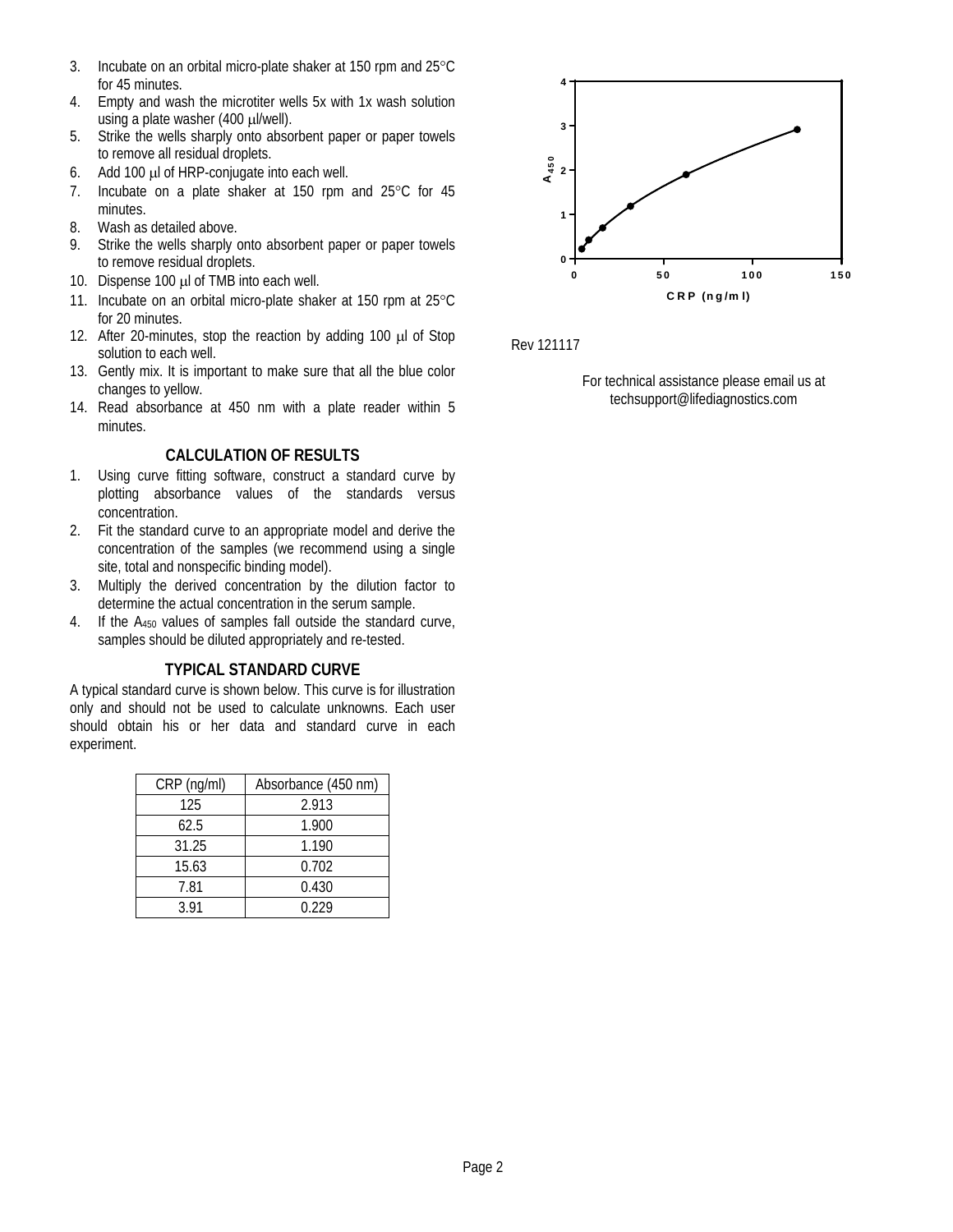3. Incubate on an orbital micro-plate shaker at 150 rpm and 25°C for 45 minutes.
4. Empty and wash the microtiter wells 5x with 1x wash solution using a plate washer (400 μl/well).
5. Strike the wells sharply onto absorbent paper or paper towels to remove all residual droplets.
6. Add 100 μl of HRP-conjugate into each well.
7. Incubate on a plate shaker at 150 rpm and 25°C for 45 minutes.
8. Wash as detailed above.
9. Strike the wells sharply onto absorbent paper or paper towels to remove residual droplets.
10. Dispense 100 μl of TMB into each well.
11. Incubate on an orbital micro-plate shaker at 150 rpm at 25°C for 20 minutes.
12. After 20-minutes, stop the reaction by adding 100 μl of Stop solution to each well.
13. Gently mix. It is important to make sure that all the blue color changes to yellow.
14. Read absorbance at 450 nm with a plate reader within 5 minutes.

## CALCULATION OF RESULTS

1. Using curve fitting software, construct a standard curve by plotting absorbance values of the standards versus concentration.
2. Fit the standard curve to an appropriate model and derive the concentration of the samples (we recommend using a single site, total and nonspecific binding model).
3. Multiply the derived concentration by the dilution factor to determine the actual concentration in the serum sample.
4. If the $A_{450}$ values of samples fall outside the standard curve, samples should be diluted appropriately and re-tested.

## TYPICAL STANDARD CURVE

A typical standard curve is shown below. This curve is for illustration only and should not be used to calculate unknowns. Each user should obtain his or her data and standard curve in each experiment.

| CRP (ng/ml) | Absorbance (450 nm) |
|---|---|
| 125 | 2.913 |
| 62.5 | 1.900 |
| 31.25 | 1.190 |
| 15.63 | 0.702 |
| 7.81 | 0.430 |
| 3.91 | 0.229 |

$A_{450}$
0
1
2
3
4
0
50
100
150
CRP (ng/ml)

Rev 121117

For technical assistance please email us at techsupport@lifediagnostics.com